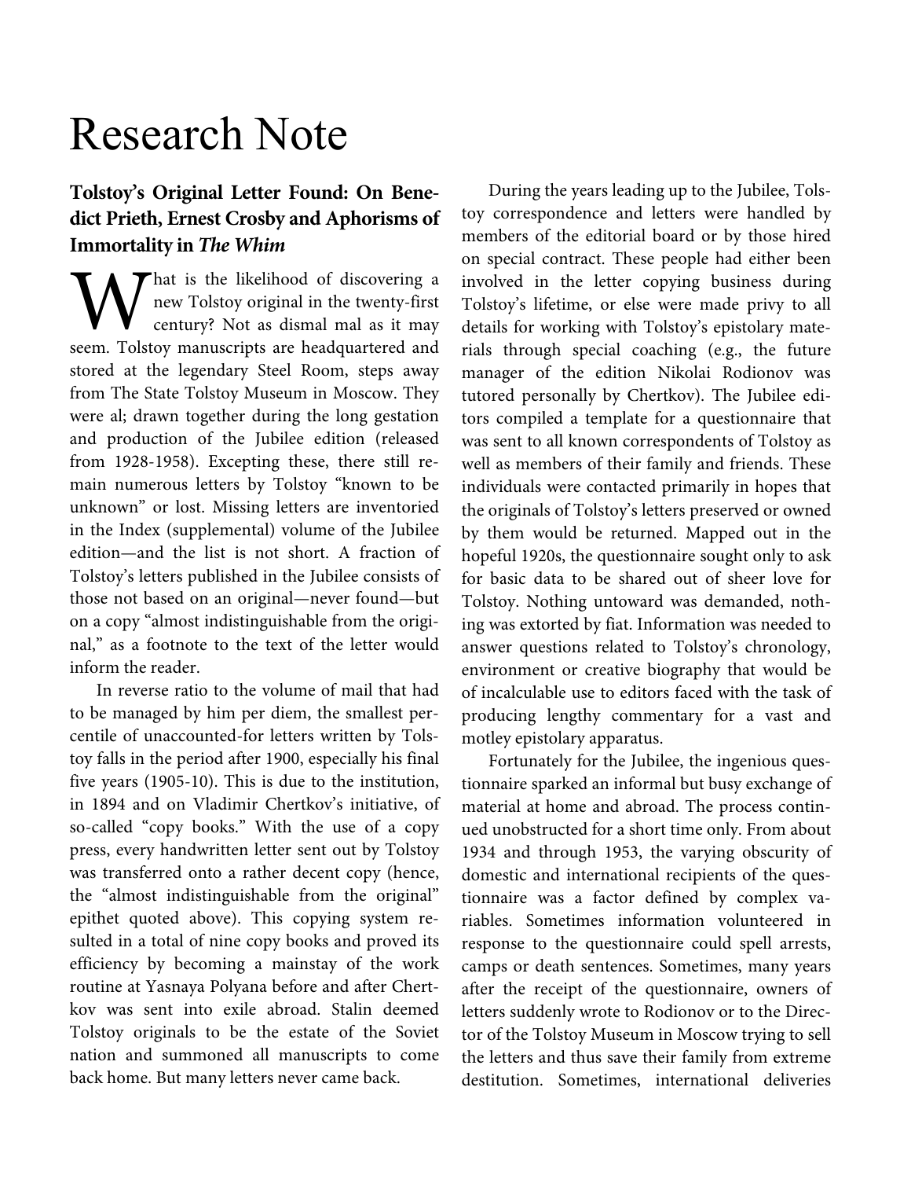# Research Note

## Tolstoy's Original Letter Found: On Benedict Prieth, Ernest Crosby and Aphorisms of Immortality in *The Whim*

What is the likelihood of discovering a new Tolstoy original in the twenty-first century? Not as dismal mal as it may seem. Tolstoy manuscripts are headquartered and stored at the legendary Steel Room, steps away from The State Tolstoy Museum in Moscow. They were al; drawn together during the long gestation and production of the Jubilee edition (released from 1928-1958). Excepting these, there still remain numerous letters by Tolstoy "known to be unknown" or lost. Missing letters are inventoried in the Index (supplemental) volume of the Jubilee edition—and the list is not short. A fraction of Tolstoy's letters published in the Jubilee consists of those not based on an original—never found—but on a copy "almost indistinguishable from the original," as a footnote to the text of the letter would inform the reader.

In reverse ratio to the volume of mail that had to be managed by him per diem, the smallest percentile of unaccounted-for letters written by Tolstoy falls in the period after 1900, especially his final five years (1905-10). This is due to the institution, in 1894 and on Vladimir Chertkov's initiative, of so-called "copy books." With the use of a copy press, every handwritten letter sent out by Tolstoy was transferred onto a rather decent copy (hence, the "almost indistinguishable from the original" epithet quoted above). This copying system resulted in a total of nine copy books and proved its efficiency by becoming a mainstay of the work routine at Yasnaya Polyana before and after Chertkov was sent into exile abroad. Stalin deemed Tolstoy originals to be the estate of the Soviet nation and summoned all manuscripts to come back home. But many letters never came back.

During the years leading up to the Jubilee, Tolstoy correspondence and letters were handled by members of the editorial board or by those hired on special contract. These people had either been involved in the letter copying business during Tolstoy's lifetime, or else were made privy to all details for working with Tolstoy's epistolary materials through special coaching (e.g., the future manager of the edition Nikolai Rodionov was tutored personally by Chertkov). The Jubilee editors compiled a template for a questionnaire that was sent to all known correspondents of Tolstoy as well as members of their family and friends. These individuals were contacted primarily in hopes that the originals of Tolstoy's letters preserved or owned by them would be returned. Mapped out in the hopeful 1920s, the questionnaire sought only to ask for basic data to be shared out of sheer love for Tolstoy. Nothing untoward was demanded, nothing was extorted by fiat. Information was needed to answer questions related to Tolstoy's chronology, environment or creative biography that would be of incalculable use to editors faced with the task of producing lengthy commentary for a vast and motley epistolary apparatus.

Fortunately for the Jubilee, the ingenious questionnaire sparked an informal but busy exchange of material at home and abroad. The process continued unobstructed for a short time only. From about 1934 and through 1953, the varying obscurity of domestic and international recipients of the questionnaire was a factor defined by complex variables. Sometimes information volunteered in response to the questionnaire could spell arrests, camps or death sentences. Sometimes, many years after the receipt of the questionnaire, owners of letters suddenly wrote to Rodionov or to the Director of the Tolstoy Museum in Moscow trying to sell the letters and thus save their family from extreme destitution. Sometimes, international deliveries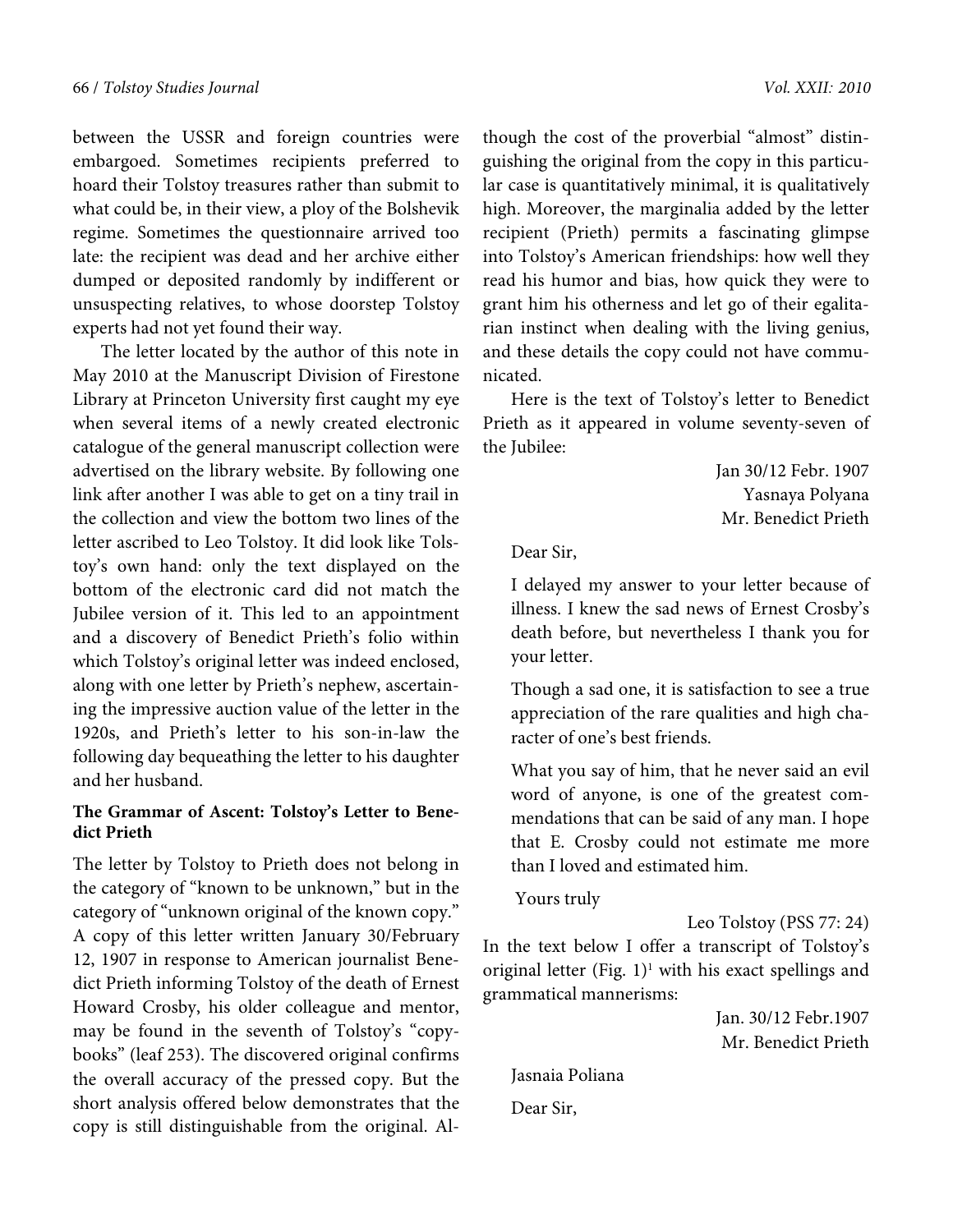between the USSR and foreign countries were embargoed. Sometimes recipients preferred to hoard their Tolstoy treasures rather than submit to what could be, in their view, a ploy of the Bolshevik regime. Sometimes the questionnaire arrived too late: the recipient was dead and her archive either dumped or deposited randomly by indifferent or unsuspecting relatives, to whose doorstep Tolstoy experts had not yet found their way.

The letter located by the author of this note in May 2010 at the Manuscript Division of Firestone Library at Princeton University first caught my eye when several items of a newly created electronic catalogue of the general manuscript collection were advertised on the library website. By following one link after another I was able to get on a tiny trail in the collection and view the bottom two lines of the letter ascribed to Leo Tolstoy. It did look like Tolstoy's own hand: only the text displayed on the bottom of the electronic card did not match the Jubilee version of it. This led to an appointment and a discovery of Benedict Prieth's folio within which Tolstoy's original letter was indeed enclosed, along with one letter by Prieth's nephew, ascertaining the impressive auction value of the letter in the 1920s, and Prieth's letter to his son-in-law the following day bequeathing the letter to his daughter and her husband.

**The Grammar of Ascent: Tolstoy's Letter to Benedict Prieth**

The letter by Tolstoy to Prieth does not belong in the category of "known to be unknown," but in the category of "unknown original of the known copy." A copy of this letter written January 30/February 12, 1907 in response to American journalist Benedict Prieth informing Tolstoy of the death of Ernest Howard Crosby, his older colleague and mentor, may be found in the seventh of Tolstoy's "copybooks" (leaf 253). The discovered original confirms the overall accuracy of the pressed copy. But the short analysis offered below demonstrates that the copy is still distinguishable from the original. Although the cost of the proverbial "almost" distinguishing the original from the copy in this particular case is quantitatively minimal, it is qualitatively high. Moreover, the marginalia added by the letter recipient (Prieth) permits a fascinating glimpse into Tolstoy's American friendships: how well they read his humor and bias, how quick they were to grant him his otherness and let go of their egalitarian instinct when dealing with the living genius, and these details the copy could not have communicated.

Here is the text of Tolstoy's letter to Benedict Prieth as it appeared in volume seventy-seven of the Jubilee:

> Jan 30/12 Febr. 1907
> Yasnaya Polyana
> Mr. Benedict Prieth
>
> Dear Sir,
>
> I delayed my answer to your letter because of illness. I knew the sad news of Ernest Crosby's death before, but nevertheless I thank you for your letter.
>
> Though a sad one, it is satisfaction to see a true appreciation of the rare qualities and high character of one's best friends.
>
> What you say of him, that he never said an evil word of anyone, is one of the greatest commendations that can be said of any man. I hope that E. Crosby could not estimate me more than I loved and estimated him.
>
> Yours truly
>
> Leo Tolstoy (PSS 77: 24)

In the text below I offer a transcript of Tolstoy's original letter (Fig. 1)[1] with his exact spellings and grammatical mannerisms:

> Jan. 30/12 Febr.1907
> Mr. Benedict Prieth
>
> Jasnaia Poliana
>
> Dear Sir,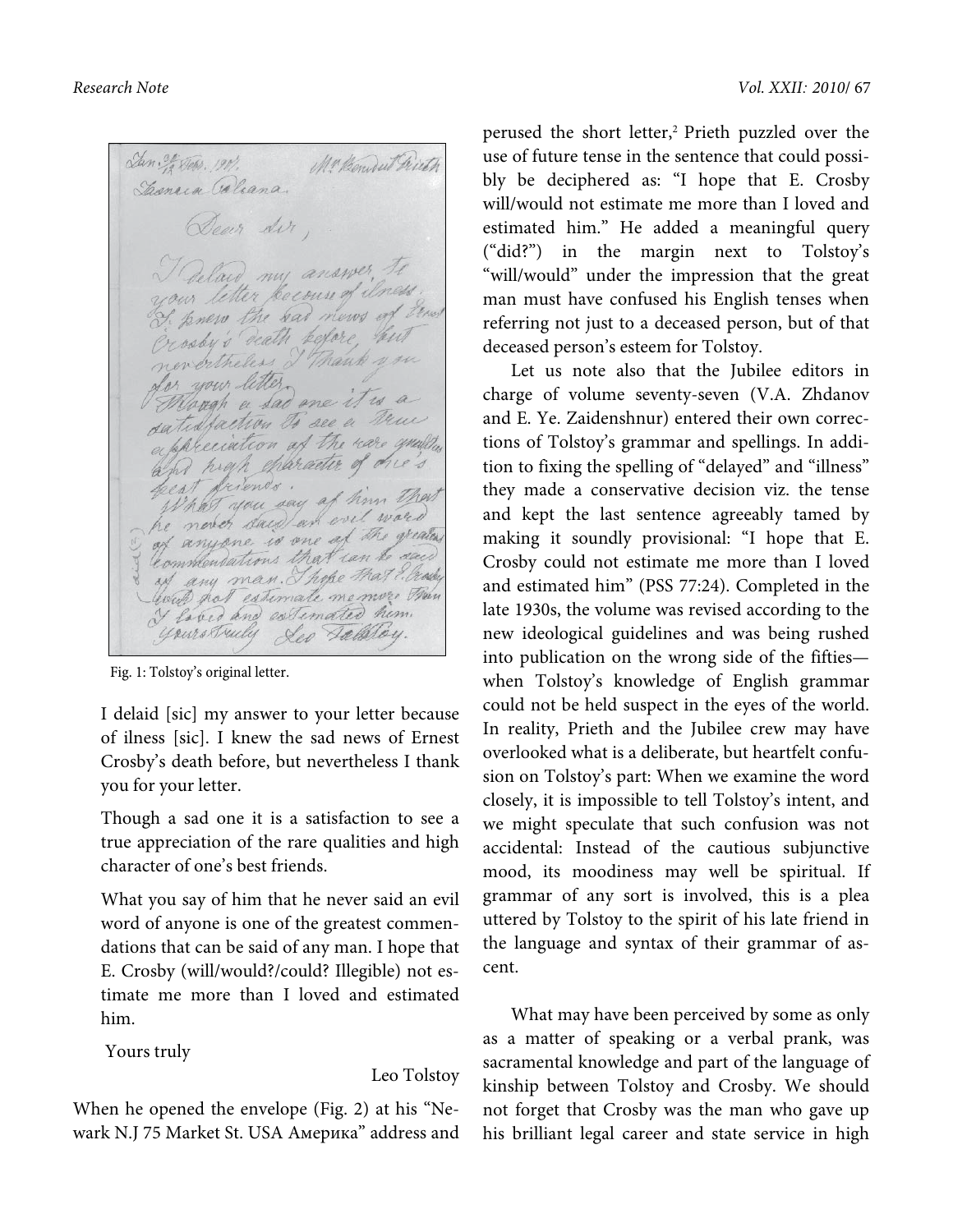Fig. 1: Tolstoy's original letter.

> I delaid [sic] my answer to your letter because of ilness [sic]. I knew the sad news of Ernest Crosby's death before, but nevertheless I thank you for your letter.
>
> Though a sad one it is a satisfaction to see a true appreciation of the rare qualities and high character of one's best friends.
>
> What you say of him that he never said an evil word of anyone is one of the greatest commendations that can be said of any man. I hope that E. Crosby (will/would?/could? Illegible) not estimate me more than I loved and estimated him.
>
> Yours truly
>
> Leo Tolstoy

When he opened the envelope (Fig. 2) at his "Newark N.J 75 Market St. USA Америка" address and perused the short letter,[2] Prieth puzzled over the use of future tense in the sentence that could possibly be deciphered as: "I hope that E. Crosby will/would not estimate me more than I loved and estimated him." He added a meaningful query ("did?") in the margin next to Tolstoy's "will/would" under the impression that the great man must have confused his English tenses when referring not just to a deceased person, but of that deceased person's esteem for Tolstoy.

Let us note also that the Jubilee editors in charge of volume seventy-seven (V.A. Zhdanov and E. Ye. Zaidenshnur) entered their own corrections of Tolstoy's grammar and spellings. In addition to fixing the spelling of "delayed" and "illness" they made a conservative decision viz. the tense and kept the last sentence agreeably tamed by making it soundly provisional: "I hope that E. Crosby could not estimate me more than I loved and estimated him" (PSS 77:24). Completed in the late 1930s, the volume was revised according to the new ideological guidelines and was being rushed into publication on the wrong side of the fifties—when Tolstoy's knowledge of English grammar could not be held suspect in the eyes of the world. In reality, Prieth and the Jubilee crew may have overlooked what is a deliberate, but heartfelt confusion on Tolstoy's part: When we examine the word closely, it is impossible to tell Tolstoy's intent, and we might speculate that such confusion was not accidental: Instead of the cautious subjunctive mood, its moodiness may well be spiritual. If grammar of any sort is involved, this is a plea uttered by Tolstoy to the spirit of his late friend in the language and syntax of their grammar of ascent.

What may have been perceived by some as only as a matter of speaking or a verbal prank, was sacramental knowledge and part of the language of kinship between Tolstoy and Crosby. We should not forget that Crosby was the man who gave up his brilliant legal career and state service in high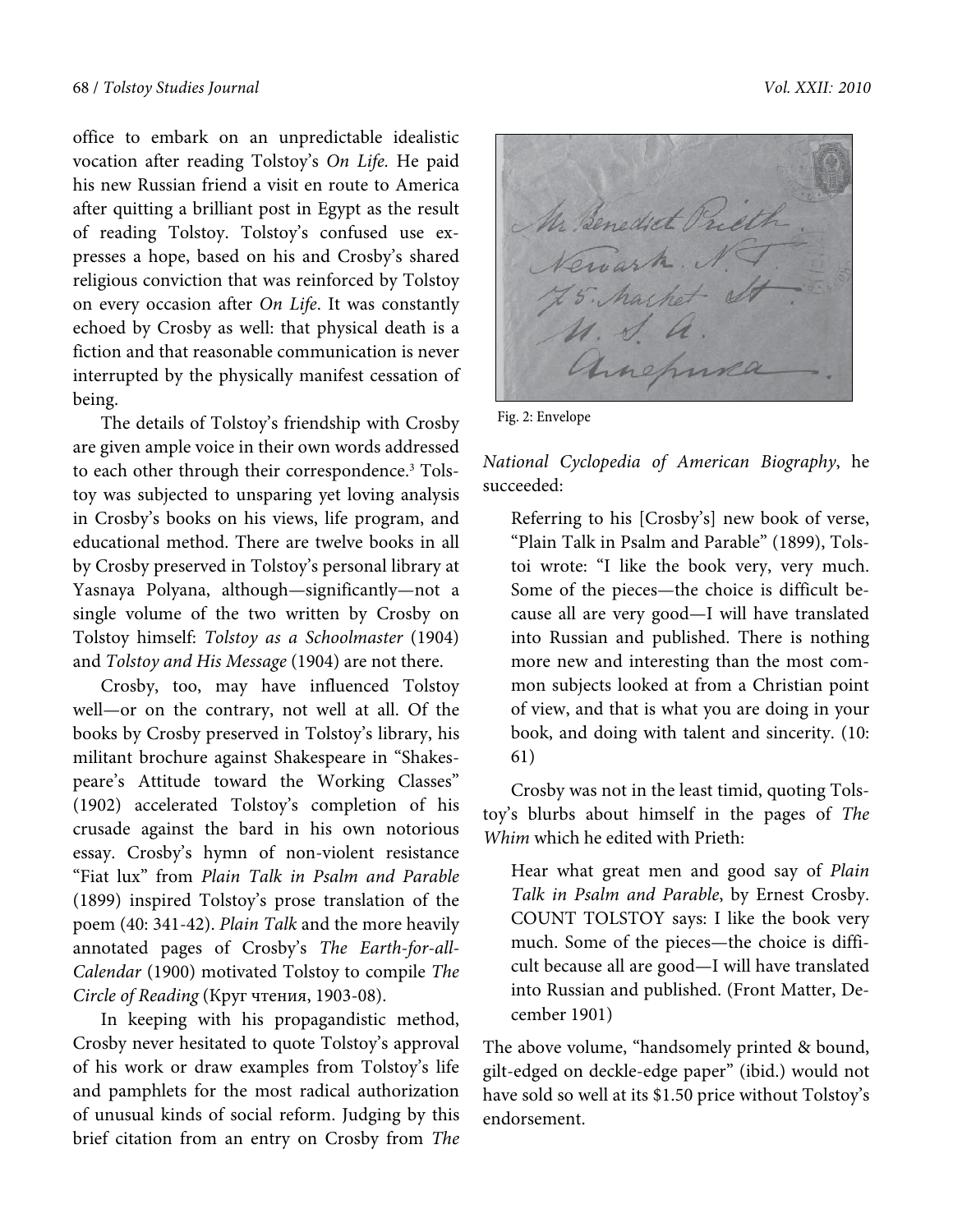office to embark on an unpredictable idealistic vocation after reading Tolstoy's *On Life*. He paid his new Russian friend a visit en route to America after quitting a brilliant post in Egypt as the result of reading Tolstoy. Tolstoy's confused use expresses a hope, based on his and Crosby's shared religious conviction that was reinforced by Tolstoy on every occasion after *On Life*. It was constantly echoed by Crosby as well: that physical death is a fiction and that reasonable communication is never interrupted by the physically manifest cessation of being.

The details of Tolstoy's friendship with Crosby are given ample voice in their own words addressed to each other through their correspondence.[3] Tolstoy was subjected to unsparing yet loving analysis in Crosby's books on his views, life program, and educational method. There are twelve books in all by Crosby preserved in Tolstoy's personal library at Yasnaya Polyana, although—significantly—not a single volume of the two written by Crosby on Tolstoy himself: *Tolstoy as a Schoolmaster* (1904) and *Tolstoy and His Message* (1904) are not there.

Crosby, too, may have influenced Tolstoy well—or on the contrary, not well at all. Of the books by Crosby preserved in Tolstoy's library, his militant brochure against Shakespeare in "Shakespeare's Attitude toward the Working Classes" (1902) accelerated Tolstoy's completion of his crusade against the bard in his own notorious essay. Crosby's hymn of non-violent resistance "Fiat lux" from *Plain Talk in Psalm and Parable* (1899) inspired Tolstoy's prose translation of the poem (40: 341-42). *Plain Talk* and the more heavily annotated pages of Crosby's *The Earth-for-all-Calendar* (1900) motivated Tolstoy to compile *The Circle of Reading* (Круг чтения, 1903-08).

In keeping with his propagandistic method, Crosby never hesitated to quote Tolstoy's approval of his work or draw examples from Tolstoy's life and pamphlets for the most radical authorization of unusual kinds of social reform. Judging by this brief citation from an entry on Crosby from *The National Cyclopedia of American Biography*, he succeeded:

> Referring to his [Crosby's] new book of verse, "Plain Talk in Psalm and Parable" (1899), Tolstoi wrote: "I like the book very, very much. Some of the pieces—the choice is difficult because all are very good—I will have translated into Russian and published. There is nothing more new and interesting than the most common subjects looked at from a Christian point of view, and that is what you are doing in your book, and doing with talent and sincerity. (10: 61)

Crosby was not in the least timid, quoting Tolstoy's blurbs about himself in the pages of *The Whim* which he edited with Prieth:

> Hear what great men and good say of *Plain Talk in Psalm and Parable*, by Ernest Crosby. COUNT TOLSTOY says: I like the book very much. Some of the pieces—the choice is difficult because all are good—I will have translated into Russian and published. (Front Matter, December 1901)

The above volume, "handsomely printed & bound, gilt-edged on deckle-edge paper" (ibid.) would not have sold so well at its $1.50 price without Tolstoy's endorsement.

Mr Benedict Prieth
Newark N.J.
75 Market St.
U. S. A.
Америка.

Fig. 2: Envelope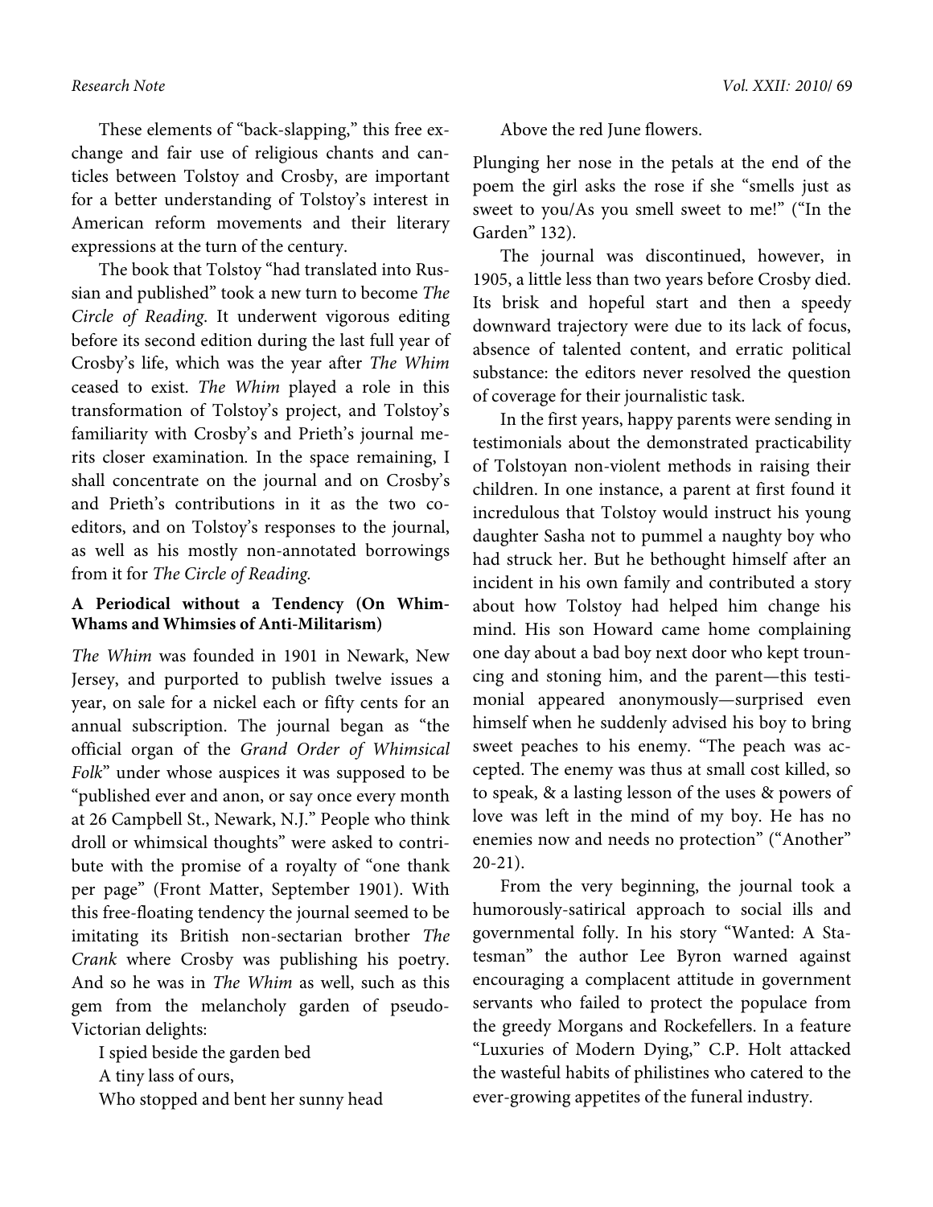These elements of “back-slapping,” this free exchange and fair use of religious chants and canticles between Tolstoy and Crosby, are important for a better understanding of Tolstoy’s interest in American reform movements and their literary expressions at the turn of the century.

The book that Tolstoy “had translated into Russian and published” took a new turn to become *The Circle of Reading*. It underwent vigorous editing before its second edition during the last full year of Crosby’s life, which was the year after *The Whim* ceased to exist. *The Whim* played a role in this transformation of Tolstoy’s project, and Tolstoy’s familiarity with Crosby’s and Prieth’s journal merits closer examination. In the space remaining, I shall concentrate on the journal and on Crosby’s and Prieth’s contributions in it as the two co-editors, and on Tolstoy’s responses to the journal, as well as his mostly non-annotated borrowings from it for *The Circle of Reading.*

### A Periodical without a Tendency (On Whim-Whams and Whimsies of Anti-Militarism)

*The Whim* was founded in 1901 in Newark, New Jersey, and purported to publish twelve issues a year, on sale for a nickel each or fifty cents for an annual subscription. The journal began as “the official organ of the *Grand Order of Whimsical Folk*” under whose auspices it was supposed to be “published ever and anon, or say once every month at 26 Campbell St., Newark, N.J.” People who think droll or whimsical thoughts” were asked to contribute with the promise of a royalty of “one thank per page” (Front Matter, September 1901). With this free-floating tendency the journal seemed to be imitating its British non-sectarian brother *The Crank* where Crosby was publishing his poetry. And so he was in *The Whim* as well, such as this gem from the melancholy garden of pseudo-Victorian delights:

> I spied beside the garden bed
> A tiny lass of ours,
> Who stopped and bent her sunny head
> Above the red June flowers.

Plunging her nose in the petals at the end of the poem the girl asks the rose if she “smells just as sweet to you/As you smell sweet to me!” (“In the Garden” 132).

The journal was discontinued, however, in 1905, a little less than two years before Crosby died. Its brisk and hopeful start and then a speedy downward trajectory were due to its lack of focus, absence of talented content, and erratic political substance: the editors never resolved the question of coverage for their journalistic task.

In the first years, happy parents were sending in testimonials about the demonstrated practicability of Tolstoyan non-violent methods in raising their children. In one instance, a parent at first found it incredulous that Tolstoy would instruct his young daughter Sasha not to pummel a naughty boy who had struck her. But he bethought himself after an incident in his own family and contributed a story about how Tolstoy had helped him change his mind. His son Howard came home complaining one day about a bad boy next door who kept trouncing and stoning him, and the parent—this testimonial appeared anonymously—surprised even himself when he suddenly advised his boy to bring sweet peaches to his enemy. “The peach was accepted. The enemy was thus at small cost killed, so to speak, & a lasting lesson of the uses & powers of love was left in the mind of my boy. He has no enemies now and needs no protection” (“Another” 20-21).

From the very beginning, the journal took a humorously-satirical approach to social ills and governmental folly. In his story “Wanted: A Statesman” the author Lee Byron warned against encouraging a complacent attitude in government servants who failed to protect the populace from the greedy Morgans and Rockefellers. In a feature “Luxuries of Modern Dying,” C.P. Holt attacked the wasteful habits of philistines who catered to the ever-growing appetites of the funeral industry.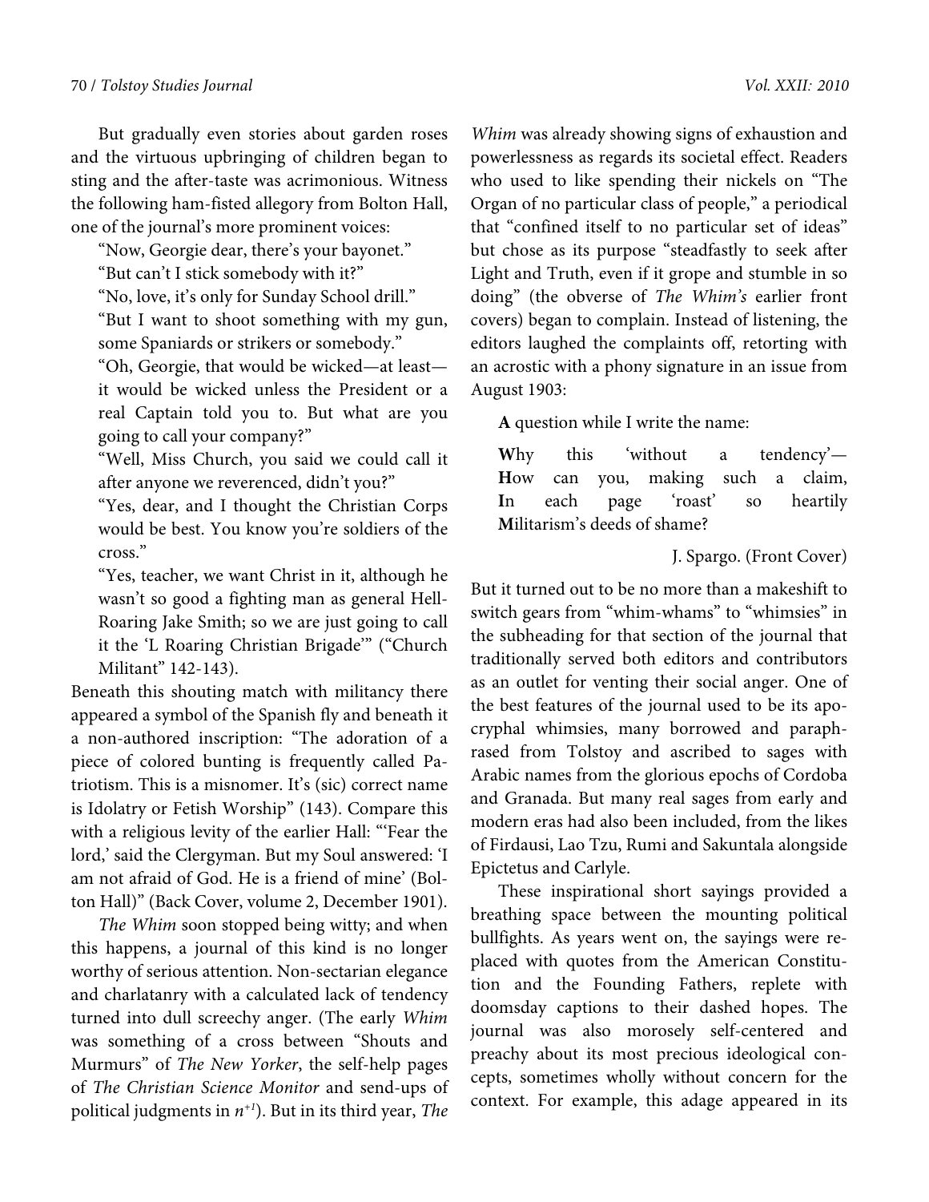But gradually even stories about garden roses and the virtuous upbringing of children began to sting and the after-taste was acrimonious. Witness the following ham-fisted allegory from Bolton Hall, one of the journal's more prominent voices:

> "Now, Georgie dear, there's your bayonet."
>
> "But can't I stick somebody with it?"
>
> "No, love, it's only for Sunday School drill."
>
> "But I want to shoot something with my gun, some Spaniards or strikers or somebody."
>
> "Oh, Georgie, that would be wicked—at least—it would be wicked unless the President or a real Captain told you to. But what are you going to call your company?"
>
> "Well, Miss Church, you said we could call it after anyone we reverenced, didn't you?"
>
> "Yes, dear, and I thought the Christian Corps would be best. You know you're soldiers of the cross."
>
> "Yes, teacher, we want Christ in it, although he wasn't so good a fighting man as general Hell-Roaring Jake Smith; so we are just going to call it the 'L Roaring Christian Brigade'" ("Church Militant" 142-143).

Beneath this shouting match with militancy there appeared a symbol of the Spanish fly and beneath it a non-authored inscription: "The adoration of a piece of colored bunting is frequently called Patriotism. This is a misnomer. It's (sic) correct name is Idolatry or Fetish Worship" (143). Compare this with a religious levity of the earlier Hall: "'Fear the lord,' said the Clergyman. But my Soul answered: 'I am not afraid of God. He is a friend of mine' (Bolton Hall)" (Back Cover, volume 2, December 1901).

*The Whim* soon stopped being witty; and when this happens, a journal of this kind is no longer worthy of serious attention. Non-sectarian elegance and charlatanry with a calculated lack of tendency turned into dull screechy anger. (The early *Whim* was something of a cross between "Shouts and Murmurs" of *The New Yorker*, the self-help pages of *The Christian Science Monitor* and send-ups of political judgments in $n^{+1}$). But in its third year, *The Whim* was already showing signs of exhaustion and powerlessness as regards its societal effect. Readers who used to like spending their nickels on "The Organ of no particular class of people," a periodical that "confined itself to no particular set of ideas" but chose as its purpose "steadfastly to seek after Light and Truth, even if it grope and stumble in so doing" (the obverse of *The Whim's* earlier front covers) began to complain. Instead of listening, the editors laughed the complaints off, retorting with an acrostic with a phony signature in an issue from August 1903:

> **A** question while I write the name:
>
> **W**hy this 'without a tendency'—
> **H**ow can you, making such a claim,
> **I**n each page 'roast' so heartily
> **M**ilitarism's deeds of shame?
>
> J. Spargo. (Front Cover)

But it turned out to be no more than a makeshift to switch gears from "whim-whams" to "whimsies" in the subheading for that section of the journal that traditionally served both editors and contributors as an outlet for venting their social anger. One of the best features of the journal used to be its apocryphal whimsies, many borrowed and paraphrased from Tolstoy and ascribed to sages with Arabic names from the glorious epochs of Cordoba and Granada. But many real sages from early and modern eras had also been included, from the likes of Firdausi, Lao Tzu, Rumi and Sakuntala alongside Epictetus and Carlyle.

These inspirational short sayings provided a breathing space between the mounting political bullfights. As years went on, the sayings were replaced with quotes from the American Constitution and the Founding Fathers, replete with doomsday captions to their dashed hopes. The journal was also morosely self-centered and preachy about its most precious ideological concepts, sometimes wholly without concern for the context. For example, this adage appeared in its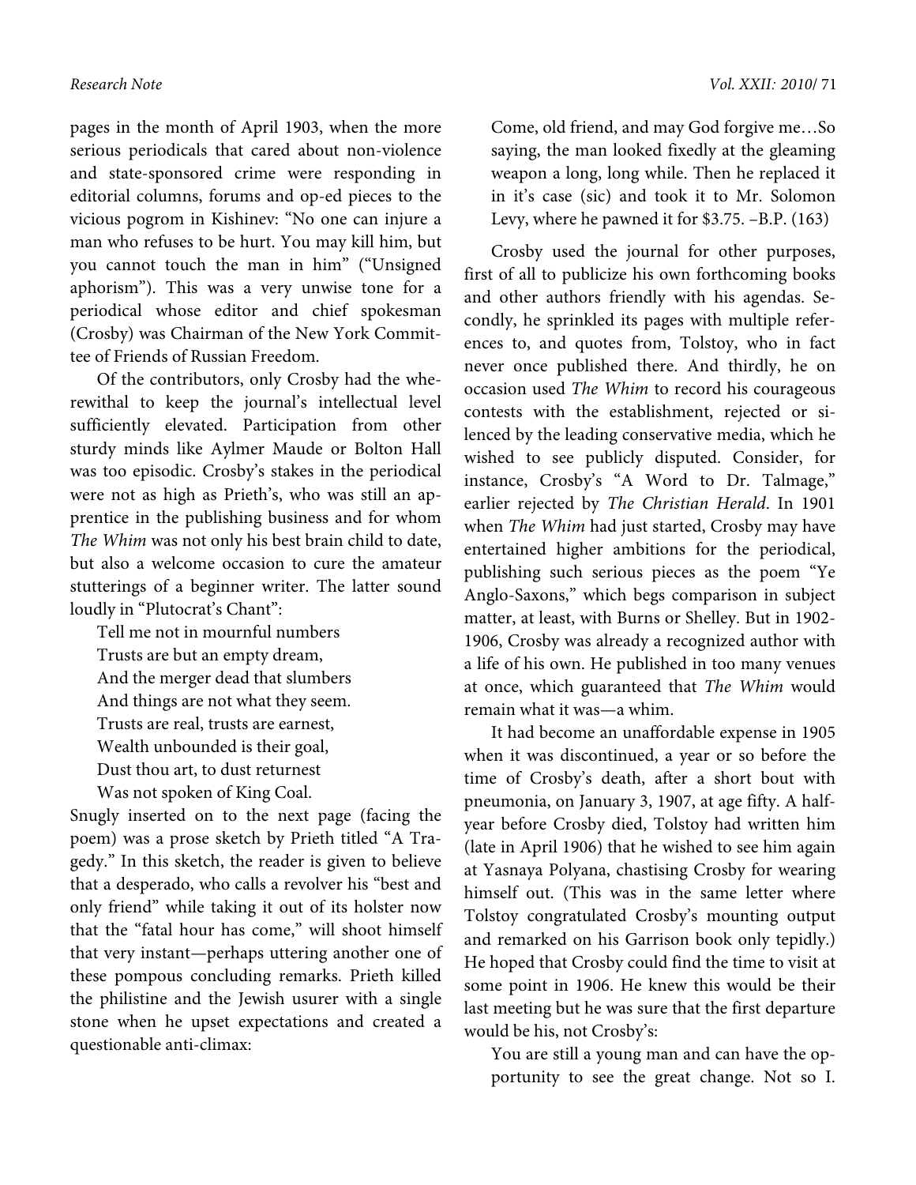pages in the month of April 1903, when the more serious periodicals that cared about non-violence and state-sponsored crime were responding in editorial columns, forums and op-ed pieces to the vicious pogrom in Kishinev: "No one can injure a man who refuses to be hurt. You may kill him, but you cannot touch the man in him" ("Unsigned aphorism"). This was a very unwise tone for a periodical whose editor and chief spokesman (Crosby) was Chairman of the New York Committee of Friends of Russian Freedom.

Of the contributors, only Crosby had the wherewithal to keep the journal's intellectual level sufficiently elevated. Participation from other sturdy minds like Aylmer Maude or Bolton Hall was too episodic. Crosby's stakes in the periodical were not as high as Prieth's, who was still an apprentice in the publishing business and for whom *The Whim* was not only his best brain child to date, but also a welcome occasion to cure the amateur stutterings of a beginner writer. The latter sound loudly in "Plutocrat's Chant":

> Tell me not in mournful numbers
> Trusts are but an empty dream,
> And the merger dead that slumbers
> And things are not what they seem.
> Trusts are real, trusts are earnest,
> Wealth unbounded is their goal,
> Dust thou art, to dust returnest
> Was not spoken of King Coal.

Snugly inserted on to the next page (facing the poem) was a prose sketch by Prieth titled "A Tragedy." In this sketch, the reader is given to believe that a desperado, who calls a revolver his "best and only friend" while taking it out of its holster now that the "fatal hour has come," will shoot himself that very instant—perhaps uttering another one of these pompous concluding remarks. Prieth killed the philistine and the Jewish usurer with a single stone when he upset expectations and created a questionable anti-climax:

> Come, old friend, and may God forgive me…So saying, the man looked fixedly at the gleaming weapon a long, long while. Then he replaced it in it's case (sic) and took it to Mr. Solomon Levy, where he pawned it for $3.75. –B.P. (163)

Crosby used the journal for other purposes, first of all to publicize his own forthcoming books and other authors friendly with his agendas. Secondly, he sprinkled its pages with multiple references to, and quotes from, Tolstoy, who in fact never once published there. And thirdly, he on occasion used *The Whim* to record his courageous contests with the establishment, rejected or silenced by the leading conservative media, which he wished to see publicly disputed. Consider, for instance, Crosby's "A Word to Dr. Talmage," earlier rejected by *The Christian Herald*. In 1901 when *The Whim* had just started, Crosby may have entertained higher ambitions for the periodical, publishing such serious pieces as the poem "Ye Anglo-Saxons," which begs comparison in subject matter, at least, with Burns or Shelley. But in 1902-1906, Crosby was already a recognized author with a life of his own. He published in too many venues at once, which guaranteed that *The Whim* would remain what it was—a whim.

It had become an unaffordable expense in 1905 when it was discontinued, a year or so before the time of Crosby's death, after a short bout with pneumonia, on January 3, 1907, at age fifty. A half-year before Crosby died, Tolstoy had written him (late in April 1906) that he wished to see him again at Yasnaya Polyana, chastising Crosby for wearing himself out. (This was in the same letter where Tolstoy congratulated Crosby's mounting output and remarked on his Garrison book only tepidly.) He hoped that Crosby could find the time to visit at some point in 1906. He knew this would be their last meeting but he was sure that the first departure would be his, not Crosby's:

> You are still a young man and can have the opportunity to see the great change. Not so I.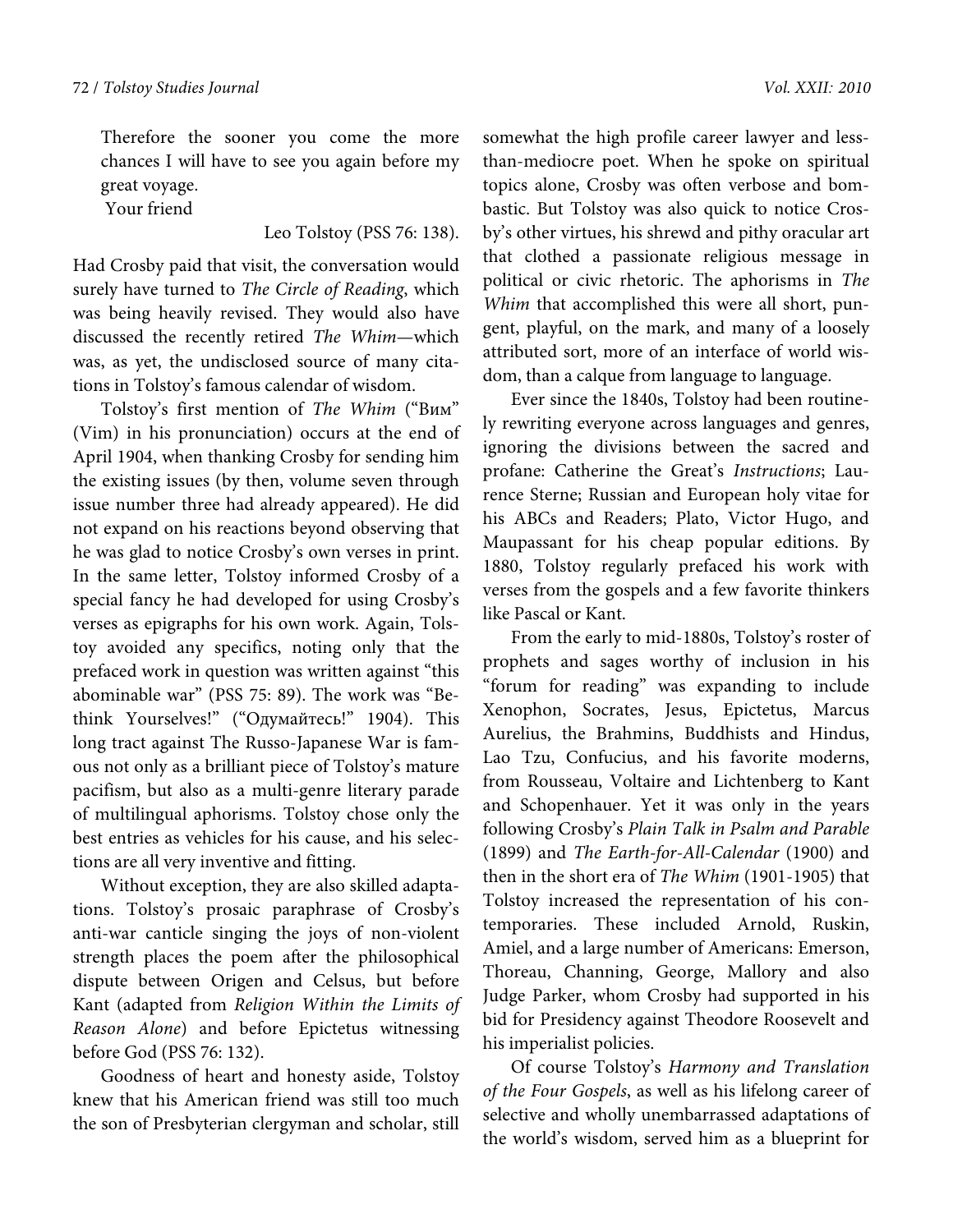> Therefore the sooner you come the more chances I will have to see you again before my great voyage.
>
> Your friend
>
> Leo Tolstoy (PSS 76: 138).

Had Crosby paid that visit, the conversation would surely have turned to *The Circle of Reading*, which was being heavily revised. They would also have discussed the recently retired *The Whim*—which was, as yet, the undisclosed source of many citations in Tolstoy's famous calendar of wisdom.

Tolstoy's first mention of *The Whim* ("Вим" (Vim) in his pronunciation) occurs at the end of April 1904, when thanking Crosby for sending him the existing issues (by then, volume seven through issue number three had already appeared). He did not expand on his reactions beyond observing that he was glad to notice Crosby's own verses in print. In the same letter, Tolstoy informed Crosby of a special fancy he had developed for using Crosby's verses as epigraphs for his own work. Again, Tolstoy avoided any specifics, noting only that the prefaced work in question was written against "this abominable war" (PSS 75: 89). The work was "Bethink Yourselves!" ("Одумайтесь!" 1904). This long tract against The Russo-Japanese War is famous not only as a brilliant piece of Tolstoy's mature pacifism, but also as a multi-genre literary parade of multilingual aphorisms. Tolstoy chose only the best entries as vehicles for his cause, and his selections are all very inventive and fitting.

Without exception, they are also skilled adaptations. Tolstoy's prosaic paraphrase of Crosby's anti-war canticle singing the joys of non-violent strength places the poem after the philosophical dispute between Origen and Celsus, but before Kant (adapted from *Religion Within the Limits of Reason Alone*) and before Epictetus witnessing before God (PSS 76: 132).

Goodness of heart and honesty aside, Tolstoy knew that his American friend was still too much the son of Presbyterian clergyman and scholar, still somewhat the high profile career lawyer and less-than-mediocre poet. When he spoke on spiritual topics alone, Crosby was often verbose and bombastic. But Tolstoy was also quick to notice Crosby's other virtues, his shrewd and pithy oracular art that clothed a passionate religious message in political or civic rhetoric. The aphorisms in *The Whim* that accomplished this were all short, pungent, playful, on the mark, and many of a loosely attributed sort, more of an interface of world wisdom, than a calque from language to language.

Ever since the 1840s, Tolstoy had been routinely rewriting everyone across languages and genres, ignoring the divisions between the sacred and profane: Catherine the Great's *Instructions*; Laurence Sterne; Russian and European holy vitae for his ABCs and Readers; Plato, Victor Hugo, and Maupassant for his cheap popular editions. By 1880, Tolstoy regularly prefaced his work with verses from the gospels and a few favorite thinkers like Pascal or Kant.

From the early to mid-1880s, Tolstoy's roster of prophets and sages worthy of inclusion in his "forum for reading" was expanding to include Xenophon, Socrates, Jesus, Epictetus, Marcus Aurelius, the Brahmins, Buddhists and Hindus, Lao Tzu, Confucius, and his favorite moderns, from Rousseau, Voltaire and Lichtenberg to Kant and Schopenhauer. Yet it was only in the years following Crosby's *Plain Talk in Psalm and Parable* (1899) and *The Earth-for-All-Calendar* (1900) and then in the short era of *The Whim* (1901-1905) that Tolstoy increased the representation of his contemporaries. These included Arnold, Ruskin, Amiel, and a large number of Americans: Emerson, Thoreau, Channing, George, Mallory and also Judge Parker, whom Crosby had supported in his bid for Presidency against Theodore Roosevelt and his imperialist policies.

Of course Tolstoy's *Harmony and Translation of the Four Gospels*, as well as his lifelong career of selective and wholly unembarrassed adaptations of the world's wisdom, served him as a blueprint for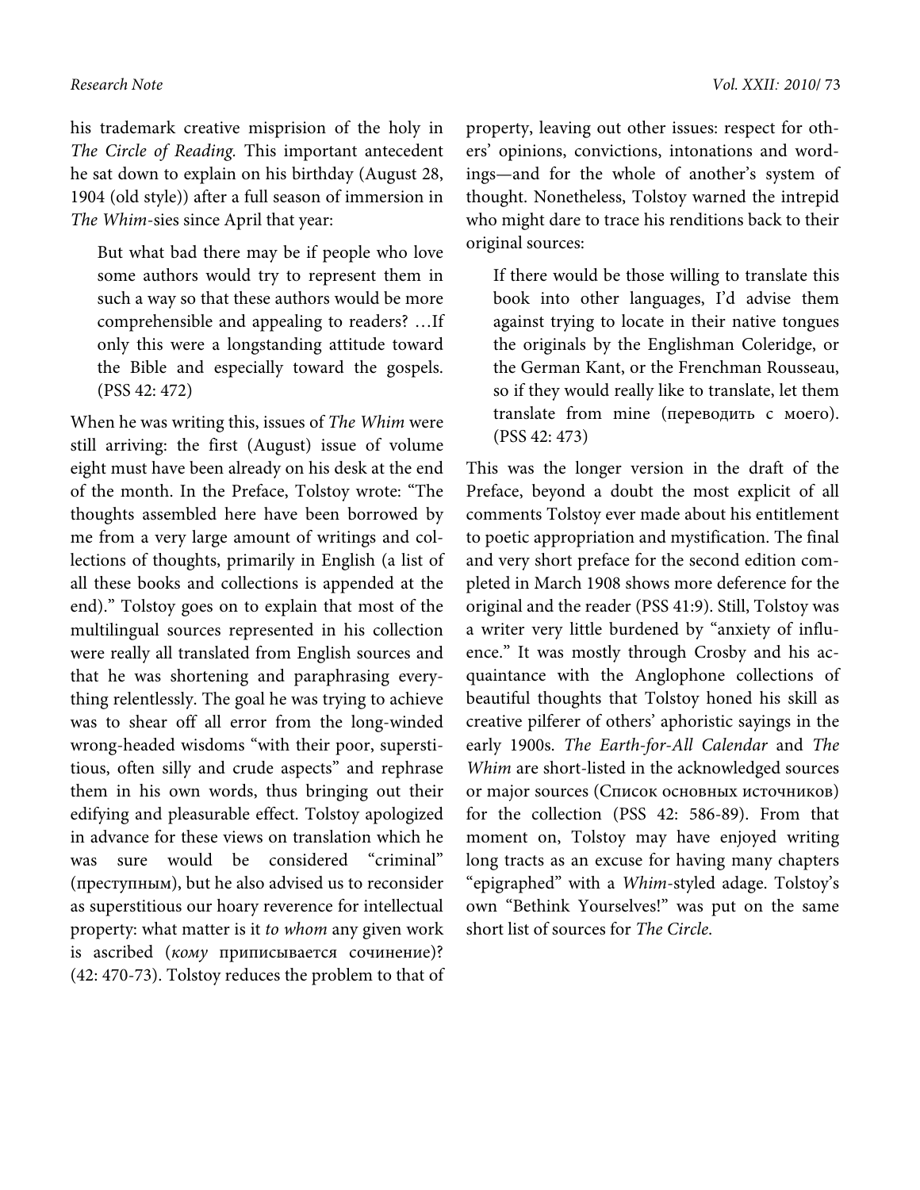his trademark creative misprision of the holy in *The Circle of Reading.* This important antecedent he sat down to explain on his birthday (August 28, 1904 (old style)) after a full season of immersion in *The Whim*-sies since April that year:

> But what bad there may be if people who love some authors would try to represent them in such a way so that these authors would be more comprehensible and appealing to readers? …If only this were a longstanding attitude toward the Bible and especially toward the gospels. (PSS 42: 472)

When he was writing this, issues of *The Whim* were still arriving: the first (August) issue of volume eight must have been already on his desk at the end of the month. In the Preface, Tolstoy wrote: "The thoughts assembled here have been borrowed by me from a very large amount of writings and collections of thoughts, primarily in English (a list of all these books and collections is appended at the end)." Tolstoy goes on to explain that most of the multilingual sources represented in his collection were really all translated from English sources and that he was shortening and paraphrasing everything relentlessly. The goal he was trying to achieve was to shear off all error from the long-winded wrong-headed wisdoms "with their poor, superstitious, often silly and crude aspects" and rephrase them in his own words, thus bringing out their edifying and pleasurable effect. Tolstoy apologized in advance for these views on translation which he was sure would be considered "criminal" (преступным), but he also advised us to reconsider as superstitious our hoary reverence for intellectual property: what matter is it *to whom* any given work is ascribed (*кому* приписывается сочинение)? (42: 470-73). Tolstoy reduces the problem to that of property, leaving out other issues: respect for others' opinions, convictions, intonations and wordings—and for the whole of another's system of thought. Nonetheless, Tolstoy warned the intrepid who might dare to trace his renditions back to their original sources:

> If there would be those willing to translate this book into other languages, I'd advise them against trying to locate in their native tongues the originals by the Englishman Coleridge, or the German Kant, or the Frenchman Rousseau, so if they would really like to translate, let them translate from mine (переводить с моего). (PSS 42: 473)

This was the longer version in the draft of the Preface, beyond a doubt the most explicit of all comments Tolstoy ever made about his entitlement to poetic appropriation and mystification. The final and very short preface for the second edition completed in March 1908 shows more deference for the original and the reader (PSS 41:9). Still, Tolstoy was a writer very little burdened by "anxiety of influence." It was mostly through Crosby and his acquaintance with the Anglophone collections of beautiful thoughts that Tolstoy honed his skill as creative pilferer of others' aphoristic sayings in the early 1900s. *The Earth-for-All Calendar* and *The Whim* are short-listed in the acknowledged sources or major sources (Список основных источников) for the collection (PSS 42: 586-89). From that moment on, Tolstoy may have enjoyed writing long tracts as an excuse for having many chapters "epigraphed" with a *Whim*-styled adage. Tolstoy's own "Bethink Yourselves!" was put on the same short list of sources for *The Circle*.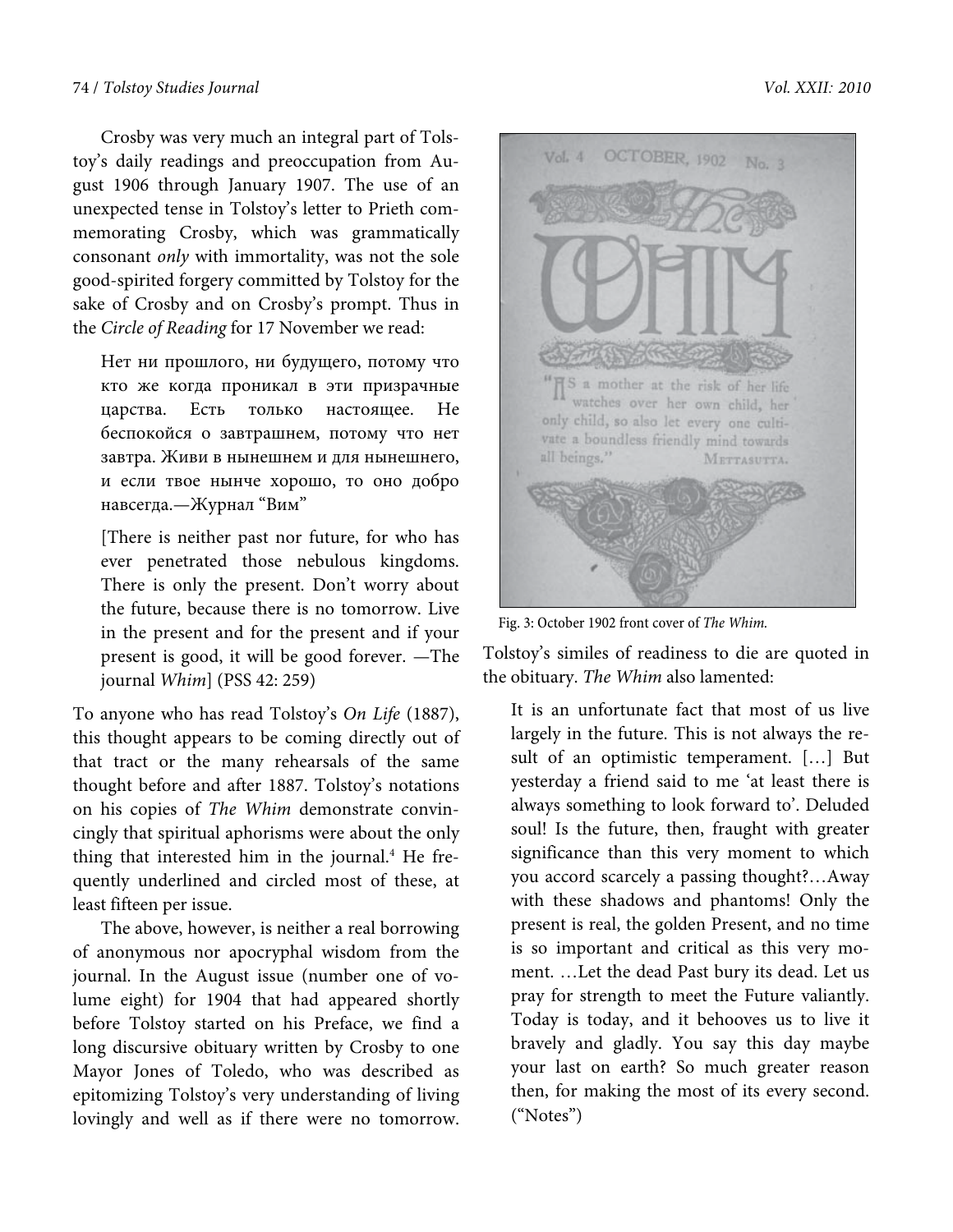Crosby was very much an integral part of Tolstoy's daily readings and preoccupation from August 1906 through January 1907. The use of an unexpected tense in Tolstoy's letter to Prieth commemorating Crosby, which was grammatically consonant *only* with immortality, was not the sole good-spirited forgery committed by Tolstoy for the sake of Crosby and on Crosby's prompt. Thus in the *Circle of Reading* for 17 November we read:

> Нет ни прошлого, ни будущего, потому что кто же когда проникал в эти призрачные царства. Есть только настоящее. Не беспокойся о завтрашнем, потому что нет завтра. Живи в нынешнем и для нынешнего, и если твое нынче хорошо, то оно добро навсегда.—Журнал "Вим"
>
> [There is neither past nor future, for who has ever penetrated those nebulous kingdoms. There is only the present. Don't worry about the future, because there is no tomorrow. Live in the present and for the present and if your present is good, it will be good forever. —The journal *Whim*] (PSS 42: 259)

To anyone who has read Tolstoy's *On Life* (1887), this thought appears to be coming directly out of that tract or the many rehearsals of the same thought before and after 1887. Tolstoy's notations on his copies of *The Whim* demonstrate convincingly that spiritual aphorisms were about the only thing that interested him in the journal.[4] He frequently underlined and circled most of these, at least fifteen per issue.

The above, however, is neither a real borrowing of anonymous nor apocryphal wisdom from the journal. In the August issue (number one of volume eight) for 1904 that had appeared shortly before Tolstoy started on his Preface, we find a long discursive obituary written by Crosby to one Mayor Jones of Toledo, who was described as epitomizing Tolstoy's very understanding of living lovingly and well as if there were no tomorrow.

Vol. 4 OCTOBER, 1902 No. 3

The WHIM

"AS a mother at the risk of her life watches over her own child, her only child, so also let every one cultivate a boundless friendly mind towards all beings." METTASUTTA.

Fig. 3: October 1902 front cover of *The Whim.*

Tolstoy's similes of readiness to die are quoted in the obituary. *The Whim* also lamented:

> It is an unfortunate fact that most of us live largely in the future. This is not always the result of an optimistic temperament. […] But yesterday a friend said to me 'at least there is always something to look forward to'. Deluded soul! Is the future, then, fraught with greater significance than this very moment to which you accord scarcely a passing thought?…Away with these shadows and phantoms! Only the present is real, the golden Present, and no time is so important and critical as this very moment. …Let the dead Past bury its dead. Let us pray for strength to meet the Future valiantly. Today is today, and it behooves us to live it bravely and gladly. You say this day maybe your last on earth? So much greater reason then, for making the most of its every second. ("Notes")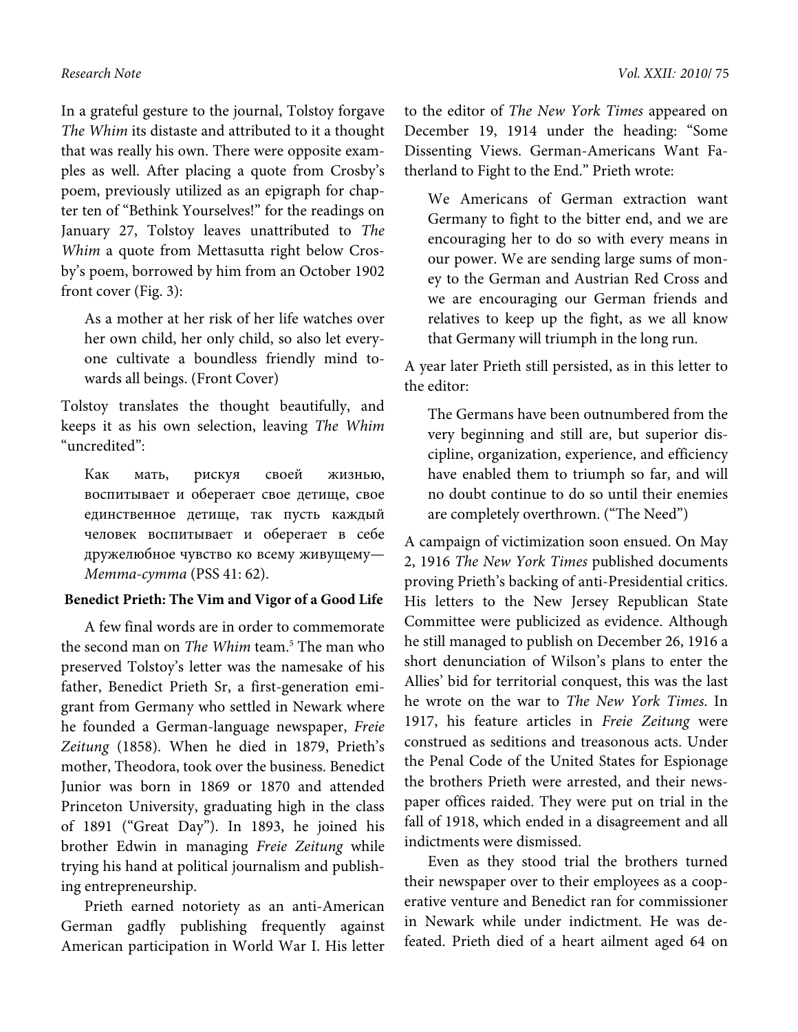In a grateful gesture to the journal, Tolstoy forgave *The Whim* its distaste and attributed to it a thought that was really his own. There were opposite examples as well. After placing a quote from Crosby's poem, previously utilized as an epigraph for chapter ten of "Bethink Yourselves!" for the readings on January 27, Tolstoy leaves unattributed to *The Whim* a quote from Mettasutta right below Crosby's poem, borrowed by him from an October 1902 front cover (Fig. 3):

> As a mother at her risk of her life watches over her own child, her only child, so also let everyone cultivate a boundless friendly mind towards all beings. (Front Cover)

Tolstoy translates the thought beautifully, and keeps it as his own selection, leaving *The Whim* "uncredited":

> Как мать, рискуя своей жизнью, воспитывает и оберегает свое детище, свое единственное детище, так пусть каждый человек воспитывает и оберегает в себе дружелюбное чувство ко всему живущему— *Метта-сутта* (PSS 41: 62).

**Benedict Prieth: The Vim and Vigor of a Good Life**

A few final words are in order to commemorate the second man on *The Whim* team.[5] The man who preserved Tolstoy's letter was the namesake of his father, Benedict Prieth Sr, a first-generation emigrant from Germany who settled in Newark where he founded a German-language newspaper, *Freie Zeitung* (1858). When he died in 1879, Prieth's mother, Theodora, took over the business. Benedict Junior was born in 1869 or 1870 and attended Princeton University, graduating high in the class of 1891 ("Great Day"). In 1893, he joined his brother Edwin in managing *Freie Zeitung* while trying his hand at political journalism and publishing entrepreneurship.

Prieth earned notoriety as an anti-American German gadfly publishing frequently against American participation in World War I. His letter to the editor of *The New York Times* appeared on December 19, 1914 under the heading: "Some Dissenting Views. German-Americans Want Fatherland to Fight to the End." Prieth wrote:

> We Americans of German extraction want Germany to fight to the bitter end, and we are encouraging her to do so with every means in our power. We are sending large sums of money to the German and Austrian Red Cross and we are encouraging our German friends and relatives to keep up the fight, as we all know that Germany will triumph in the long run.

A year later Prieth still persisted, as in this letter to the editor:

> The Germans have been outnumbered from the very beginning and still are, but superior discipline, organization, experience, and efficiency have enabled them to triumph so far, and will no doubt continue to do so until their enemies are completely overthrown. ("The Need")

A campaign of victimization soon ensued. On May 2, 1916 *The New York Times* published documents proving Prieth's backing of anti-Presidential critics. His letters to the New Jersey Republican State Committee were publicized as evidence. Although he still managed to publish on December 26, 1916 a short denunciation of Wilson's plans to enter the Allies' bid for territorial conquest, this was the last he wrote on the war to *The New York Times*. In 1917, his feature articles in *Freie Zeitung* were construed as seditions and treasonous acts. Under the Penal Code of the United States for Espionage the brothers Prieth were arrested, and their newspaper offices raided. They were put on trial in the fall of 1918, which ended in a disagreement and all indictments were dismissed.

Even as they stood trial the brothers turned their newspaper over to their employees as a cooperative venture and Benedict ran for commissioner in Newark while under indictment. He was defeated. Prieth died of a heart ailment aged 64 on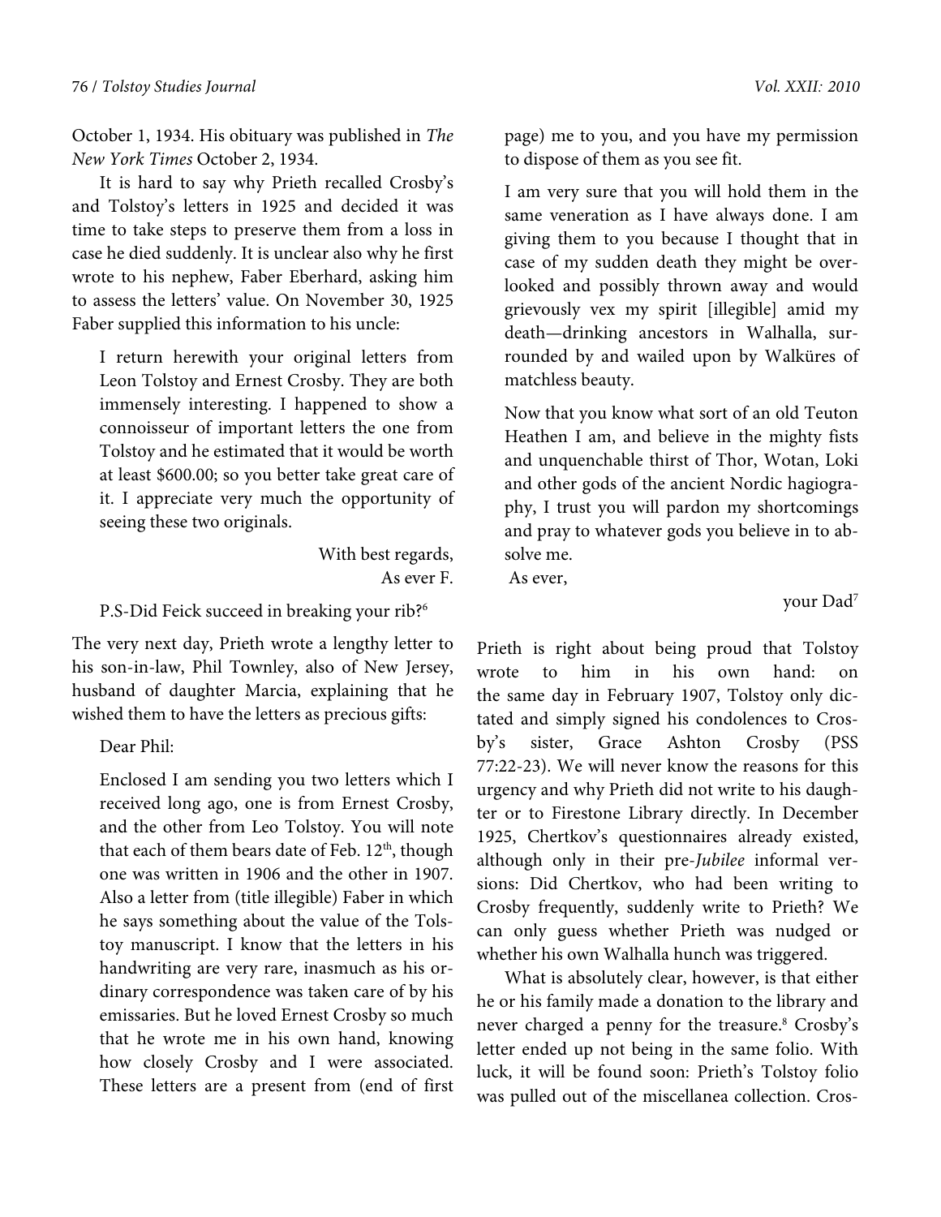October 1, 1934. His obituary was published in *The New York Times* October 2, 1934.

It is hard to say why Prieth recalled Crosby's and Tolstoy's letters in 1925 and decided it was time to take steps to preserve them from a loss in case he died suddenly. It is unclear also why he first wrote to his nephew, Faber Eberhard, asking him to assess the letters' value. On November 30, 1925 Faber supplied this information to his uncle:

> I return herewith your original letters from Leon Tolstoy and Ernest Crosby. They are both immensely interesting. I happened to show a connoisseur of important letters the one from Tolstoy and he estimated that it would be worth at least $600.00; so you better take great care of it. I appreciate very much the opportunity of seeing these two originals.
>
> With best regards,
> As ever F.
>
> P.S-Did Feick succeed in breaking your rib?[6]

The very next day, Prieth wrote a lengthy letter to his son-in-law, Phil Townley, also of New Jersey, husband of daughter Marcia, explaining that he wished them to have the letters as precious gifts:

> Dear Phil:
>
> Enclosed I am sending you two letters which I received long ago, one is from Ernest Crosby, and the other from Leo Tolstoy. You will note that each of them bears date of Feb. 12th, though one was written in 1906 and the other in 1907. Also a letter from (title illegible) Faber in which he says something about the value of the Tolstoy manuscript. I know that the letters in his handwriting are very rare, inasmuch as his ordinary correspondence was taken care of by his emissaries. But he loved Ernest Crosby so much that he wrote me in his own hand, knowing how closely Crosby and I were associated. These letters are a present from (end of first page) me to you, and you have my permission to dispose of them as you see fit.
>
> I am very sure that you will hold them in the same veneration as I have always done. I am giving them to you because I thought that in case of my sudden death they might be overlooked and possibly thrown away and would grievously vex my spirit [illegible] amid my death—drinking ancestors in Walhalla, surrounded by and wailed upon by Walküres of matchless beauty.
>
> Now that you know what sort of an old Teuton Heathen I am, and believe in the mighty fists and unquenchable thirst of Thor, Wotan, Loki and other gods of the ancient Nordic hagiography, I trust you will pardon my shortcomings and pray to whatever gods you believe in to absolve me.
>
> As ever,
>
> your Dad[7]

Prieth is right about being proud that Tolstoy wrote to him in his own hand: on the same day in February 1907, Tolstoy only dictated and simply signed his condolences to Crosby's sister, Grace Ashton Crosby (PSS 77:22-23). We will never know the reasons for this urgency and why Prieth did not write to his daughter or to Firestone Library directly. In December 1925, Chertkov's questionnaires already existed, although only in their pre-*Jubilee* informal versions: Did Chertkov, who had been writing to Crosby frequently, suddenly write to Prieth? We can only guess whether Prieth was nudged or whether his own Walhalla hunch was triggered.

What is absolutely clear, however, is that either he or his family made a donation to the library and never charged a penny for the treasure.[8] Crosby's letter ended up not being in the same folio. With luck, it will be found soon: Prieth's Tolstoy folio was pulled out of the miscellanea collection. Cros-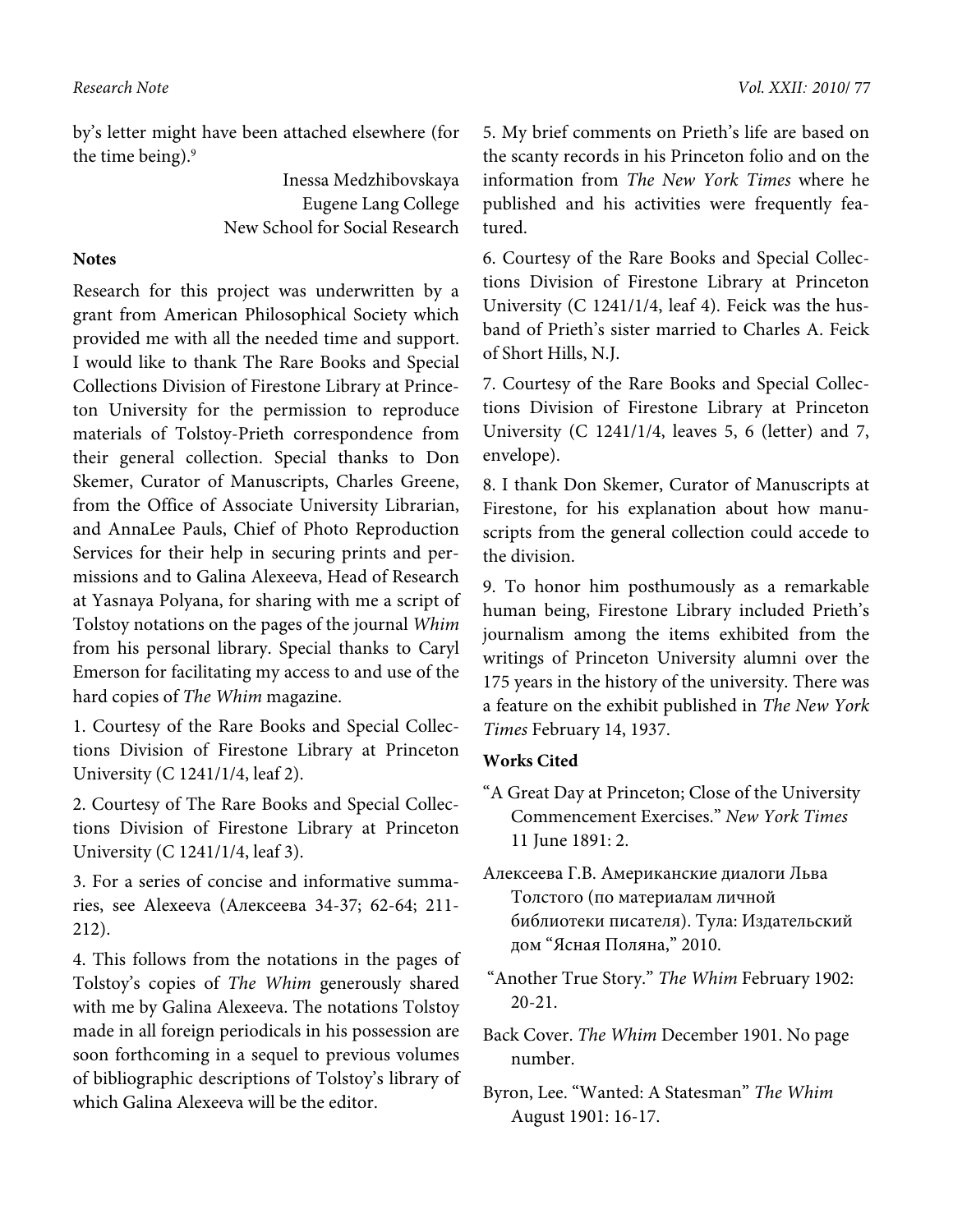by's letter might have been attached elsewhere (for the time being).[9]

Inessa Medzhibovskaya
Eugene Lang College
New School for Social Research

**Notes**

Research for this project was underwritten by a grant from American Philosophical Society which provided me with all the needed time and support. I would like to thank The Rare Books and Special Collections Division of Firestone Library at Princeton University for the permission to reproduce materials of Tolstoy-Prieth correspondence from their general collection. Special thanks to Don Skemer, Curator of Manuscripts, Charles Greene, from the Office of Associate University Librarian, and AnnaLee Pauls, Chief of Photo Reproduction Services for their help in securing prints and permissions and to Galina Alexeeva, Head of Research at Yasnaya Polyana, for sharing with me a script of Tolstoy notations on the pages of the journal *Whim* from his personal library. Special thanks to Caryl Emerson for facilitating my access to and use of the hard copies of *The Whim* magazine.

1. Courtesy of the Rare Books and Special Collections Division of Firestone Library at Princeton University (C 1241/1/4, leaf 2).

2. Courtesy of The Rare Books and Special Collections Division of Firestone Library at Princeton University (C 1241/1/4, leaf 3).

3. For a series of concise and informative summaries, see Alexeeva (Алексеева 34-37; 62-64; 211-212).

4. This follows from the notations in the pages of Tolstoy's copies of *The Whim* generously shared with me by Galina Alexeeva. The notations Tolstoy made in all foreign periodicals in his possession are soon forthcoming in a sequel to previous volumes of bibliographic descriptions of Tolstoy's library of which Galina Alexeeva will be the editor.

5. My brief comments on Prieth's life are based on the scanty records in his Princeton folio and on the information from *The New York Times* where he published and his activities were frequently featured.

6. Courtesy of the Rare Books and Special Collections Division of Firestone Library at Princeton University (C 1241/1/4, leaf 4). Feick was the husband of Prieth's sister married to Charles A. Feick of Short Hills, N.J.

7. Courtesy of the Rare Books and Special Collections Division of Firestone Library at Princeton University (C 1241/1/4, leaves 5, 6 (letter) and 7, envelope).

8. I thank Don Skemer, Curator of Manuscripts at Firestone, for his explanation about how manuscripts from the general collection could accede to the division.

9. To honor him posthumously as a remarkable human being, Firestone Library included Prieth's journalism among the items exhibited from the writings of Princeton University alumni over the 175 years in the history of the university. There was a feature on the exhibit published in *The New York Times* February 14, 1937.

**Works Cited**

"A Great Day at Princeton; Close of the University Commencement Exercises." *New York Times* 11 June 1891: 2.

Алексеева Г.В. Американские диалоги Льва Толстого (по материалам личной библиотеки писателя). Тула: Издательский дом "Ясная Поляна," 2010.

"Another True Story." *The Whim* February 1902: 20-21.

Back Cover. *The Whim* December 1901. No page number.

Byron, Lee. "Wanted: A Statesman" *The Whim* August 1901: 16-17.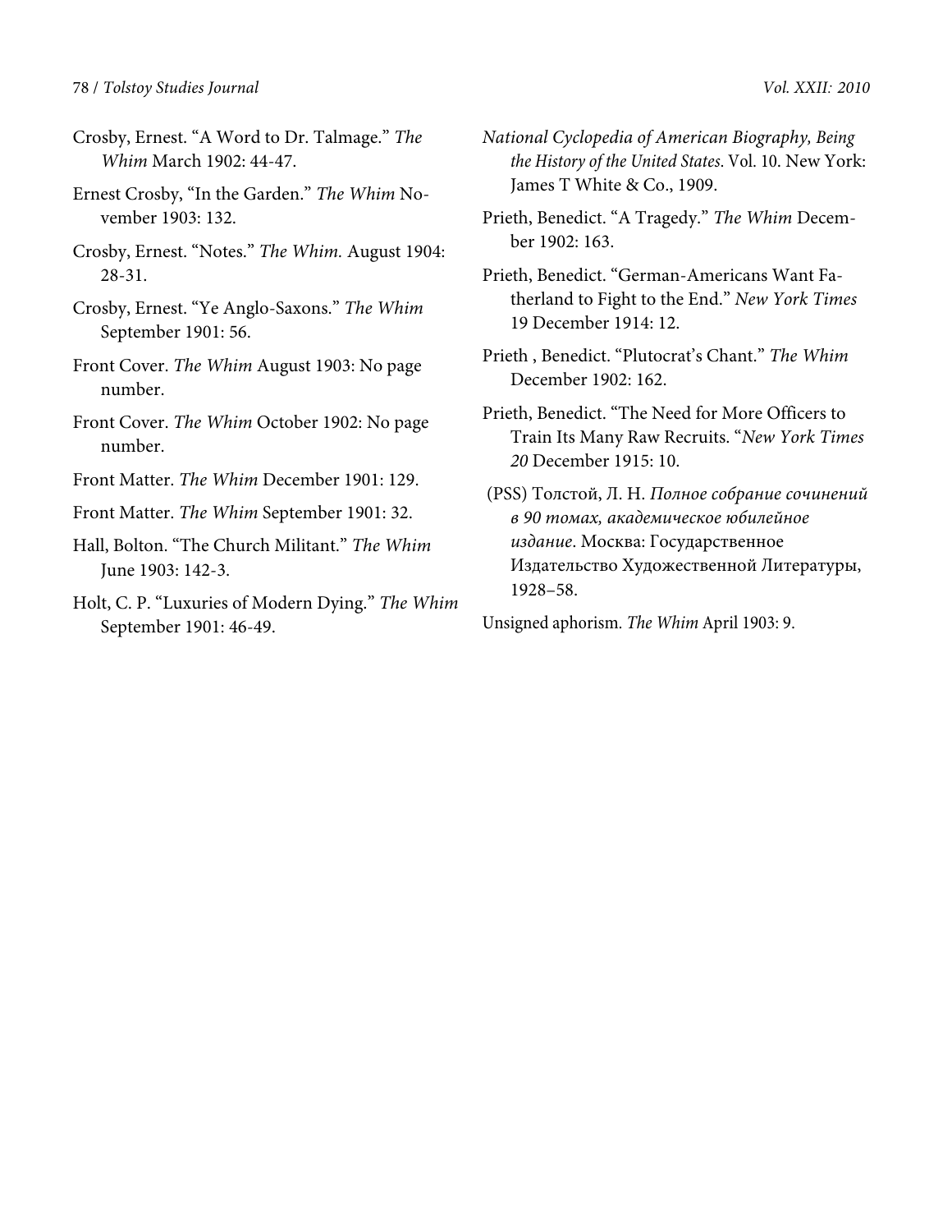Crosby, Ernest. "A Word to Dr. Talmage." *The Whim* March 1902: 44-47.

Ernest Crosby, "In the Garden." *The Whim* November 1903: 132.

Crosby, Ernest. "Notes." *The Whim.* August 1904: 28-31.

Crosby, Ernest. "Ye Anglo-Saxons." *The Whim* September 1901: 56.

Front Cover. *The Whim* August 1903: No page number.

Front Cover. *The Whim* October 1902: No page number.

Front Matter. *The Whim* December 1901: 129.

Front Matter. *The Whim* September 1901: 32.

Hall, Bolton. "The Church Militant." *The Whim* June 1903: 142-3.

Holt, C. P. "Luxuries of Modern Dying." *The Whim* September 1901: 46-49.

*National Cyclopedia of American Biography, Being the History of the United States*. Vol. 10. New York: James T White & Co., 1909.

Prieth, Benedict. "A Tragedy." *The Whim* December 1902: 163.

Prieth, Benedict. "German-Americans Want Fatherland to Fight to the End." *New York Times* 19 December 1914: 12.

Prieth , Benedict. "Plutocrat's Chant." *The Whim* December 1902: 162.

Prieth, Benedict. "The Need for More Officers to Train Its Many Raw Recruits. "*New York Times 20* December 1915: 10.

(PSS) Толстой, Л. Н. *Полное собрание сочинений в 90 томах, академическое юбилейное издание*. Москва: Государственное Издательство Художественной Литературы, 1928–58.

Unsigned aphorism. *The Whim* April 1903: 9.